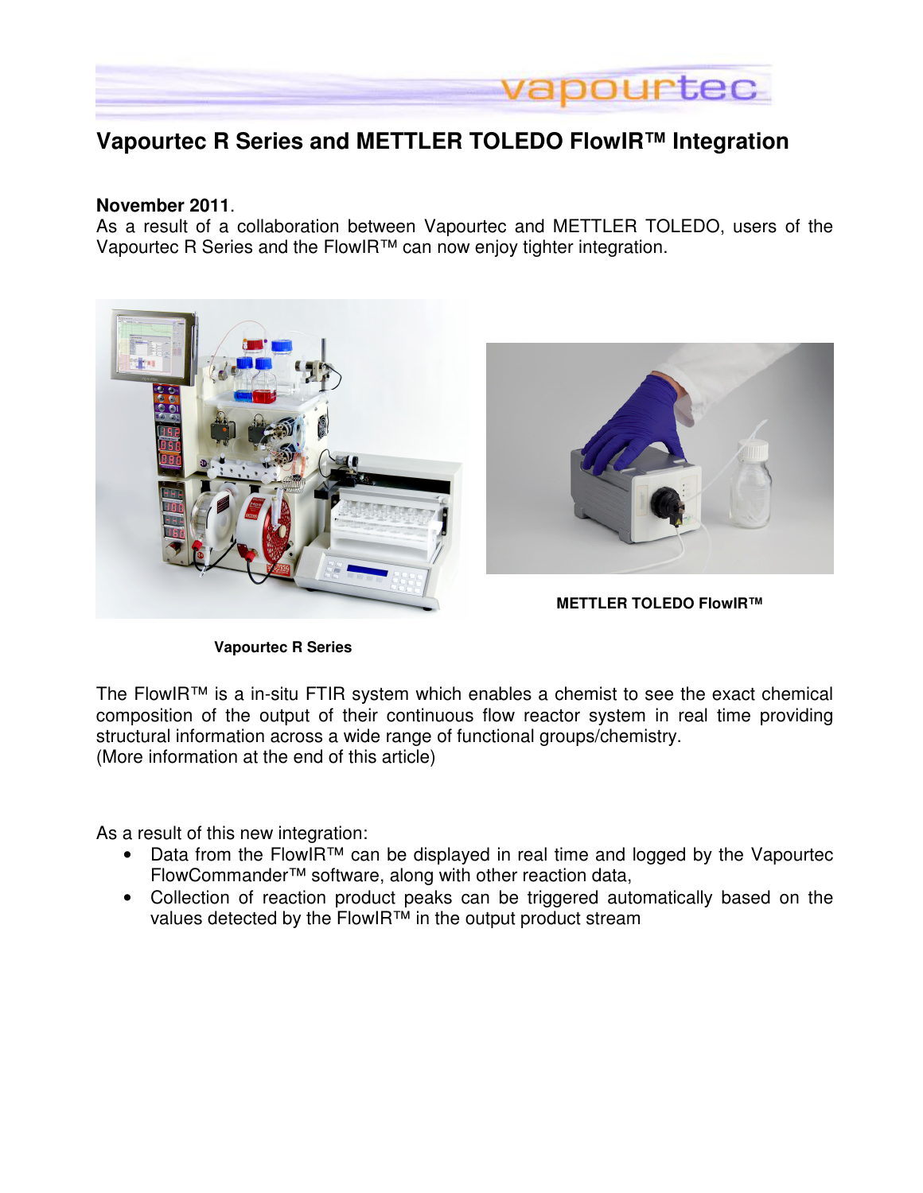# Vapourtec R Series and METTLER TOLEDO FlowIR™ Integration

**November 2011**.
As a result of a collaboration between Vapourtec and METTLER TOLEDO, users of the Vapourtec R Series and the FlowIR™ can now enjoy tighter integration.

**METTLER TOLEDO FlowIR™**

**Vapourtec R Series**

The FlowIR™ is a in-situ FTIR system which enables a chemist to see the exact chemical composition of the output of their continuous flow reactor system in real time providing structural information across a wide range of functional groups/chemistry.
(More information at the end of this article)

As a result of this new integration:

- Data from the FlowIR™ can be displayed in real time and logged by the Vapourtec FlowCommander™ software, along with other reaction data,
- Collection of reaction product peaks can be triggered automatically based on the values detected by the FlowIR™ in the output product stream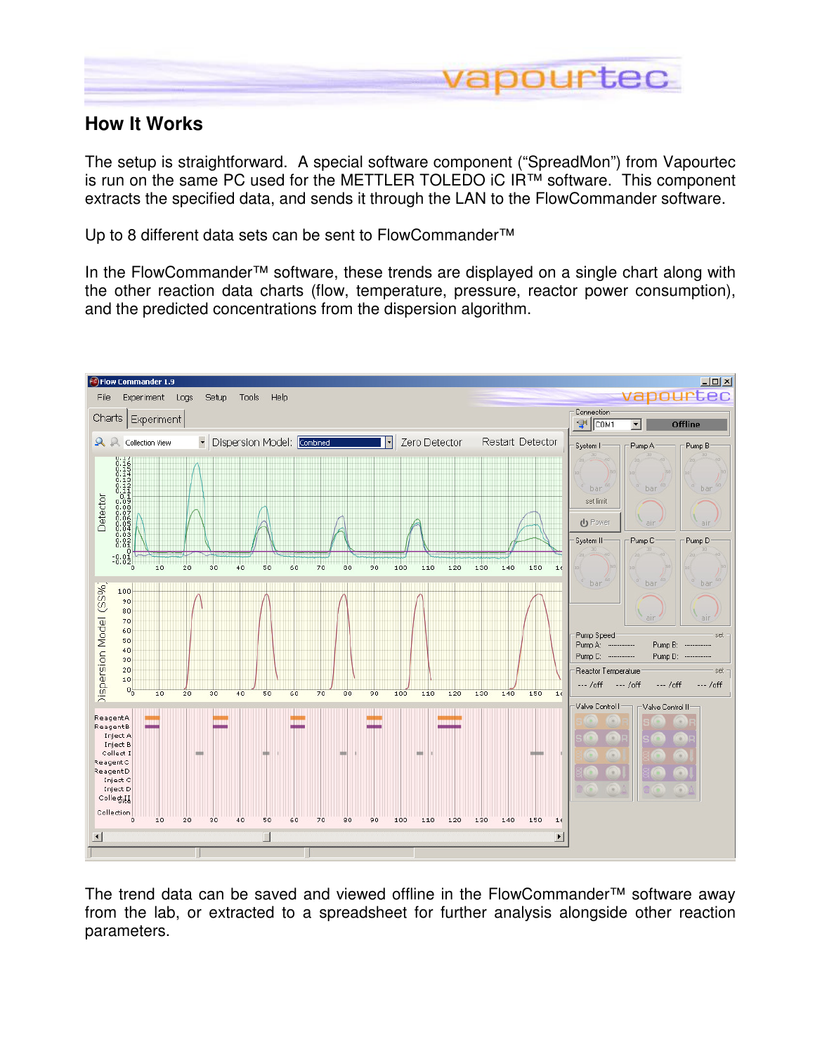## How It Works

The setup is straightforward. A special software component ("SpreadMon") from Vapourtec is run on the same PC used for the METTLER TOLEDO iC IR™ software. This component extracts the specified data, and sends it through the LAN to the FlowCommander software.

Up to 8 different data sets can be sent to FlowCommander™

In the FlowCommander™ software, these trends are displayed on a single chart along with the other reaction data charts (flow, temperature, pressure, reactor power consumption), and the predicted concentrations from the dispersion algorithm.

The trend data can be saved and viewed offline in the FlowCommander™ software away from the lab, or extracted to a spreadsheet for further analysis alongside other reaction parameters.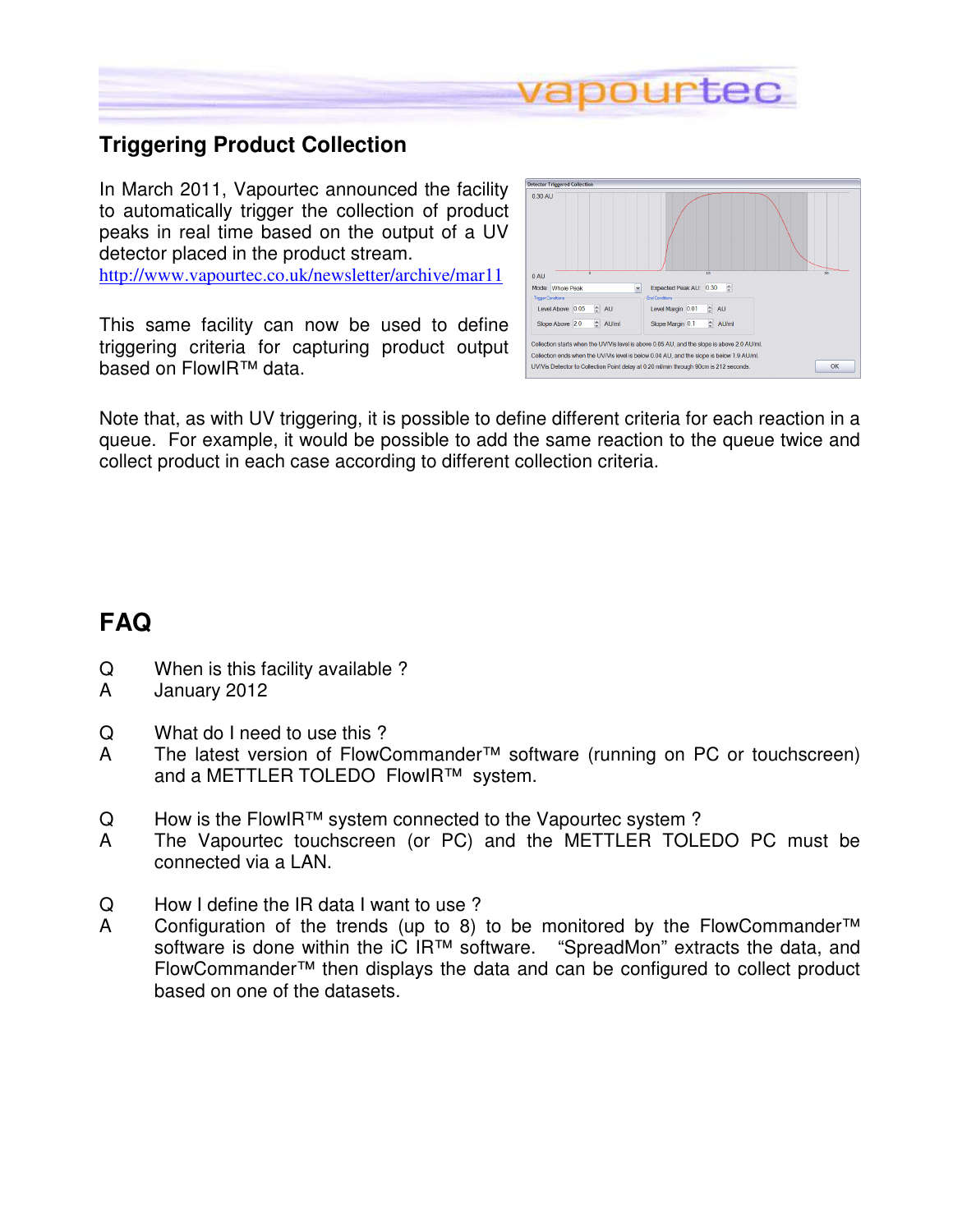## Triggering Product Collection

In March 2011, Vapourtec announced the facility to automatically trigger the collection of product peaks in real time based on the output of a UV detector placed in the product stream.
http://www.vapourtec.co.uk/newsletter/archive/mar11

This same facility can now be used to define triggering criteria for capturing product output based on FlowIR™ data.

Note that, as with UV triggering, it is possible to define different criteria for each reaction in a queue. For example, it would be possible to add the same reaction to the queue twice and collect product in each case according to different collection criteria.

# FAQ

Q When is this facility available ?
A January 2012

Q What do I need to use this ?
A The latest version of FlowCommander™ software (running on PC or touchscreen) and a METTLER TOLEDO FlowIR™ system.

Q How is the FlowIR™ system connected to the Vapourtec system ?
A The Vapourtec touchscreen (or PC) and the METTLER TOLEDO PC must be connected via a LAN.

Q How I define the IR data I want to use ?
A Configuration of the trends (up to 8) to be monitored by the FlowCommander™ software is done within the iC IR™ software. "SpreadMon" extracts the data, and FlowCommander™ then displays the data and can be configured to collect product based on one of the datasets.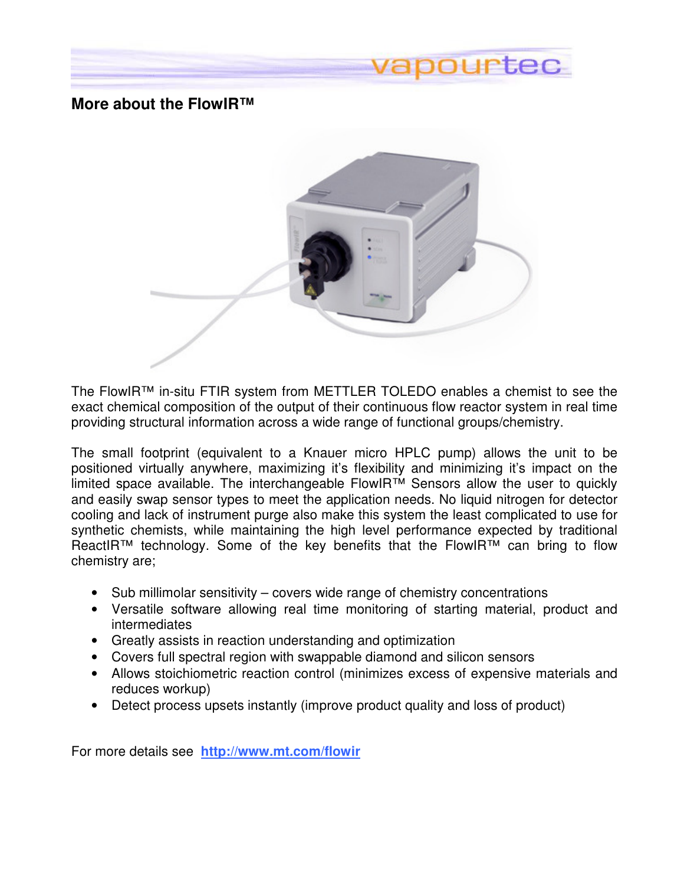## More about the FlowIR™

The FlowIR™ in-situ FTIR system from METTLER TOLEDO enables a chemist to see the exact chemical composition of the output of their continuous flow reactor system in real time providing structural information across a wide range of functional groups/chemistry.

The small footprint (equivalent to a Knauer micro HPLC pump) allows the unit to be positioned virtually anywhere, maximizing it's flexibility and minimizing it's impact on the limited space available. The interchangeable FlowIR™ Sensors allow the user to quickly and easily swap sensor types to meet the application needs. No liquid nitrogen for detector cooling and lack of instrument purge also make this system the least complicated to use for synthetic chemists, while maintaining the high level performance expected by traditional ReactIR™ technology. Some of the key benefits that the FlowIR™ can bring to flow chemistry are;

- Sub millimolar sensitivity – covers wide range of chemistry concentrations
- Versatile software allowing real time monitoring of starting material, product and intermediates
- Greatly assists in reaction understanding and optimization
- Covers full spectral region with swappable diamond and silicon sensors
- Allows stoichiometric reaction control (minimizes excess of expensive materials and reduces workup)
- Detect process upsets instantly (improve product quality and loss of product)

For more details see **http://www.mt.com/flowir**